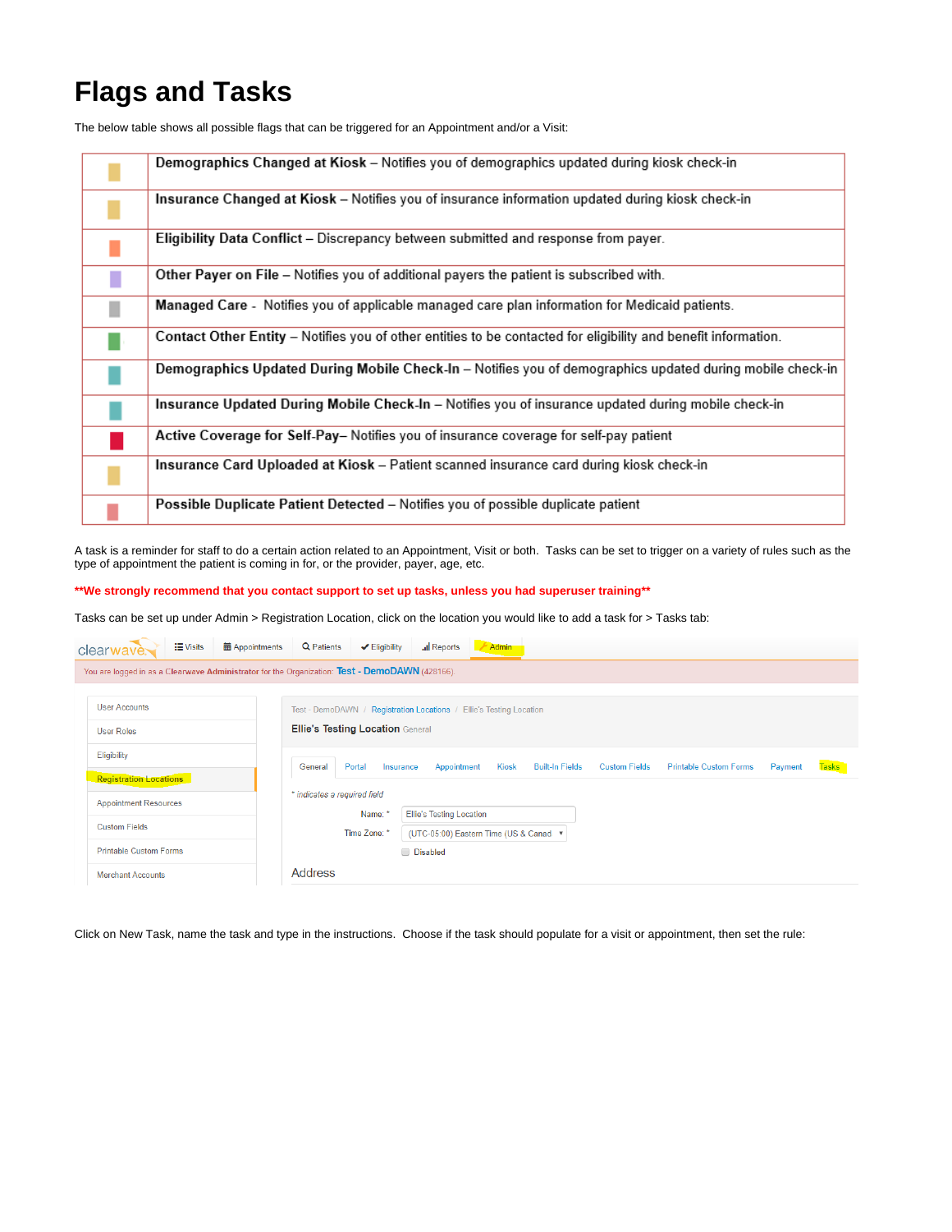# Flags and Tasks

The below table shows all possible flags that can be triggered for an Appointment and/or a Visit:

| | |
|---|---|
| | **Demographics Changed at Kiosk** – Notifies you of demographics updated during kiosk check-in |
| | **Insurance Changed at Kiosk** – Notifies you of insurance information updated during kiosk check-in |
| | **Eligibility Data Conflict** – Discrepancy between submitted and response from payer. |
| | **Other Payer on File** – Notifies you of additional payers the patient is subscribed with. |
| | **Managed Care** - Notifies you of applicable managed care plan information for Medicaid patients. |
| | **Contact Other Entity** – Notifies you of other entities to be contacted for eligibility and benefit information. |
| | **Demographics Updated During Mobile Check-In** – Notifies you of demographics updated during mobile check-in |
| | **Insurance Updated During Mobile Check-In** – Notifies you of insurance updated during mobile check-in |
| | **Active Coverage for Self-Pay**– Notifies you of insurance coverage for self-pay patient |
| | **Insurance Card Uploaded at Kiosk** – Patient scanned insurance card during kiosk check-in |
| | **Possible Duplicate Patient Detected** – Notifies you of possible duplicate patient |

A task is a reminder for staff to do a certain action related to an Appointment, Visit or both. Tasks can be set to trigger on a variety of rules such as the type of appointment the patient is coming in for, or the provider, payer, age, etc.

**\*\*We strongly recommend that you contact support to set up tasks, unless you had superuser training\*\***

Tasks can be set up under Admin > Registration Location, click on the location you would like to add a task for > Tasks tab:

Click on New Task, name the task and type in the instructions. Choose if the task should populate for a visit or appointment, then set the rule: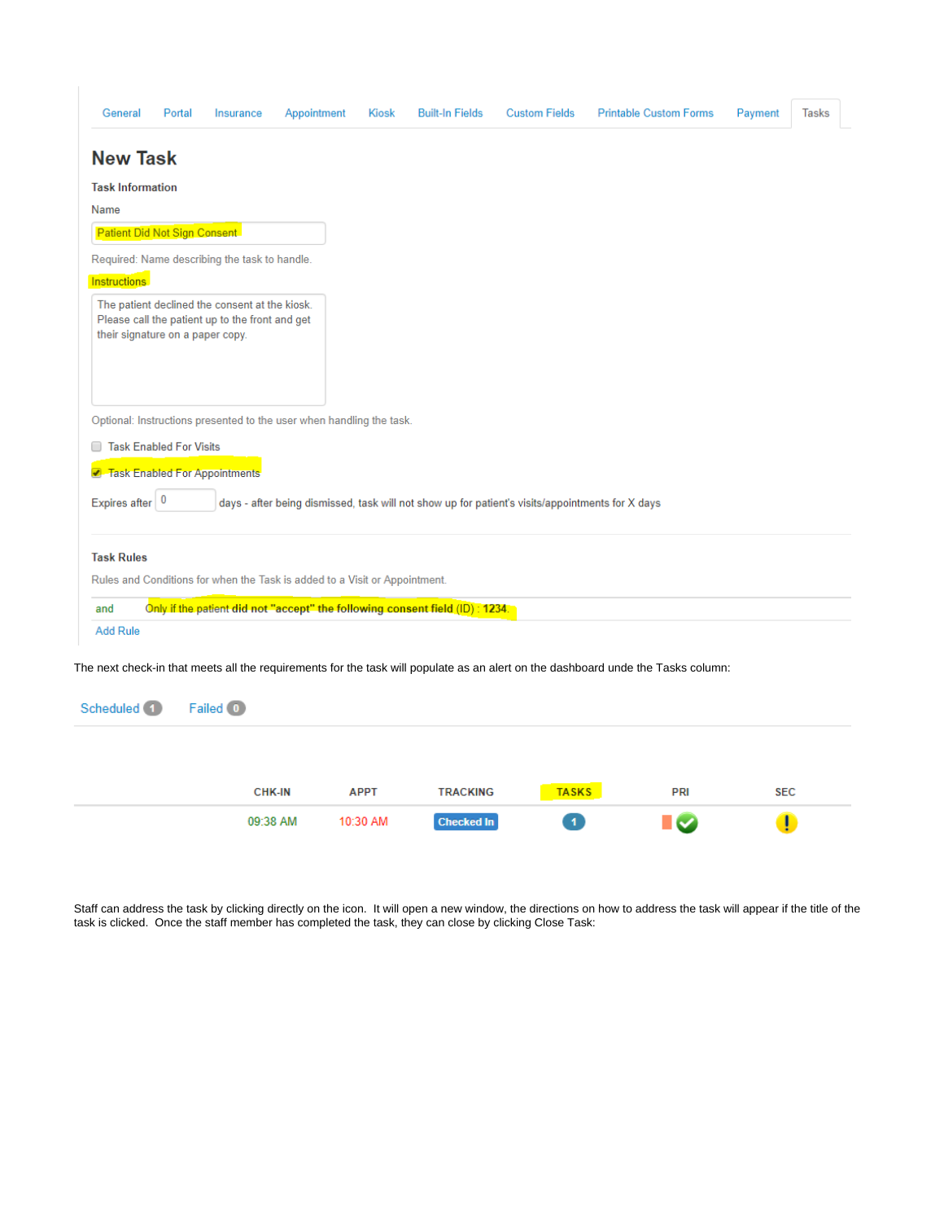General Portal Insurance Appointment Kiosk Built-In Fields Custom Fields Printable Custom Forms Payment Tasks

## New Task

**Task Information**

Name

Patient Did Not Sign Consent

Required: Name describing the task to handle.

Instructions

The patient declined the consent at the kiosk. Please call the patient up to the front and get their signature on a paper copy.

Optional: Instructions presented to the user when handling the task.

- [ ] Task Enabled For Visits
- [x] Task Enabled For Appointments

Expires after 0 days - after being dismissed, task will not show up for patient's visits/appointments for X days

**Task Rules**

Rules and Conditions for when the Task is added to a Visit or Appointment.

and Only if the patient **did not "accept" the following consent field** (ID) : **1234**.

Add Rule

The next check-in that meets all the requirements for the task will populate as an alert on the dashboard unde the Tasks column:

Scheduled 1 Failed 0

| CHK-IN | APPT | TRACKING | TASKS | PRI | SEC |
|---|---|---|---|---|---|
| 09:38 AM | 10:30 AM | Checked In | 1 | | ! |

Staff can address the task by clicking directly on the icon. It will open a new window, the directions on how to address the task will appear if the title of the task is clicked. Once the staff member has completed the task, they can close by clicking Close Task: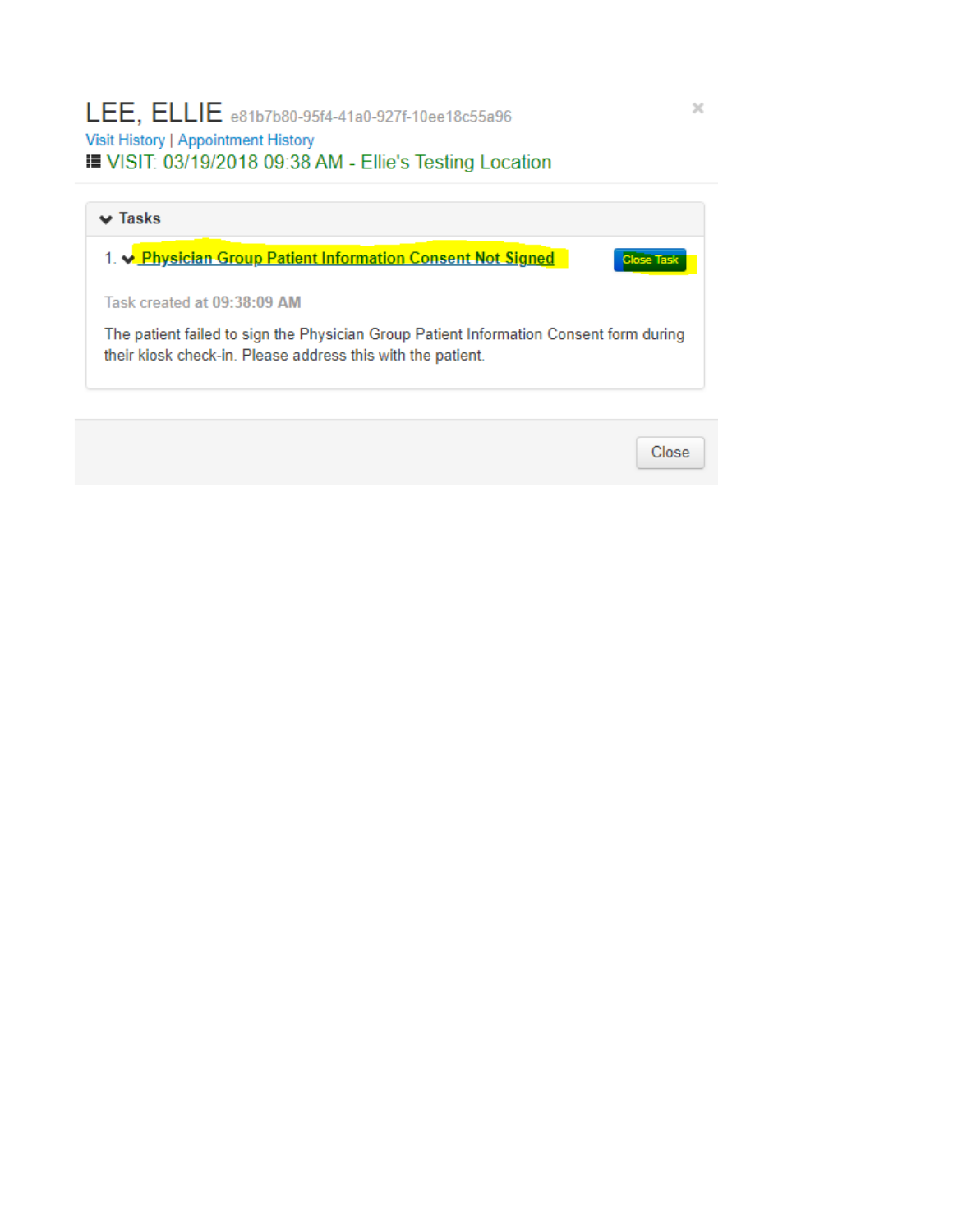# LEE, ELLIE e81b7b80-95f4-41a0-927f-10ee18c55a96

×

Visit History | Appointment History

VISIT: 03/19/2018 09:38 AM - Ellie's Testing Location

**Tasks**

1. **Physician Group Patient Information Consent Not Signed** Close Task

Task created **at 09:38:09 AM**

The patient failed to sign the Physician Group Patient Information Consent form during their kiosk check-in. Please address this with the patient.

Close